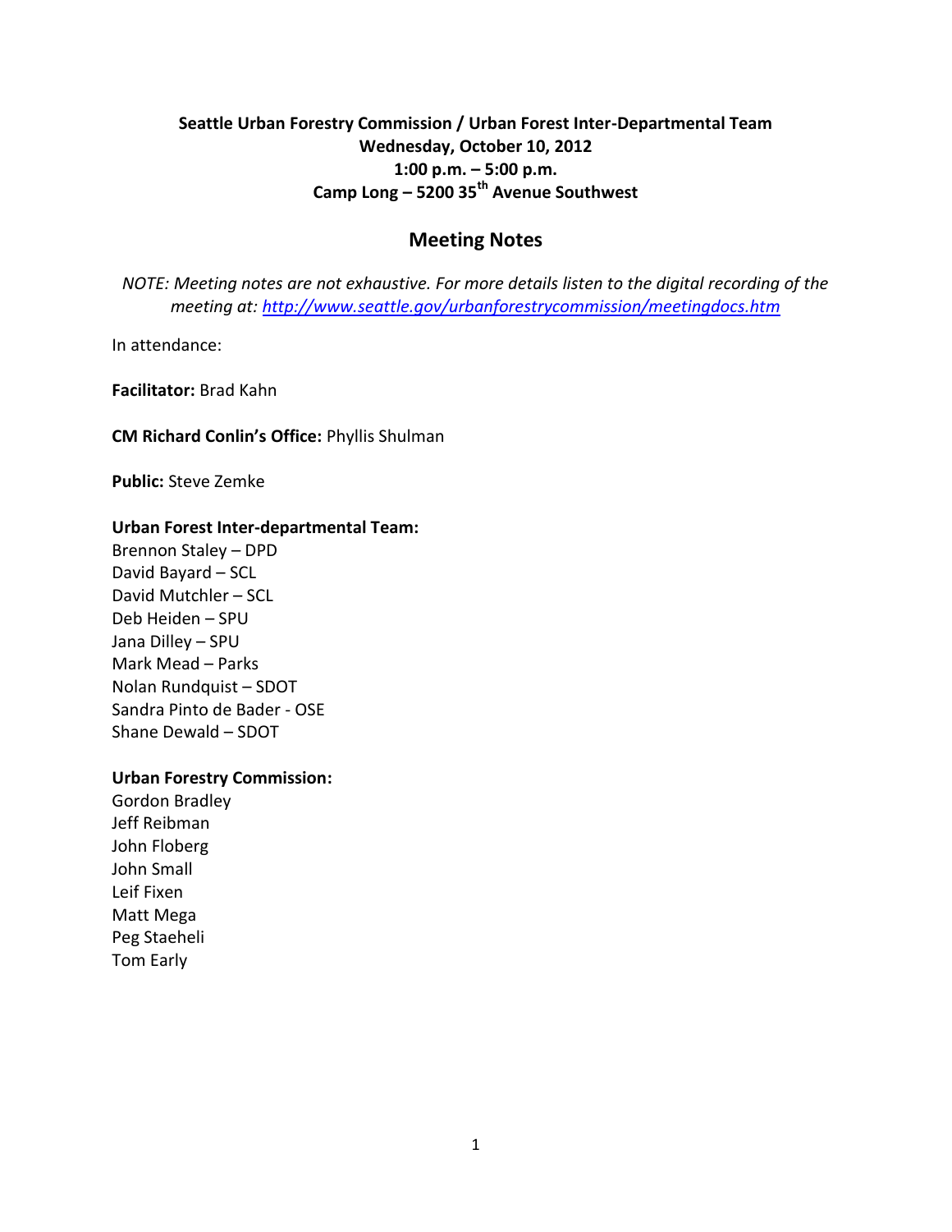**Seattle Urban Forestry Commission / Urban Forest Inter-Departmental Team**
**Wednesday, October 10, 2012**
**1:00 p.m. – 5:00 p.m.**
**Camp Long – 5200 35th Avenue Southwest**

## Meeting Notes

*NOTE: Meeting notes are not exhaustive. For more details listen to the digital recording of the meeting at: [http://www.seattle.gov/urbanforestrycommission/meetingdocs.htm](http://www.seattle.gov/urbanforestrycommission/meetingdocs.htm)*

In attendance:

**Facilitator:** Brad Kahn

**CM Richard Conlin's Office:** Phyllis Shulman

**Public:** Steve Zemke

**Urban Forest Inter-departmental Team:**
Brennon Staley – DPD
David Bayard – SCL
David Mutchler – SCL
Deb Heiden – SPU
Jana Dilley – SPU
Mark Mead – Parks
Nolan Rundquist – SDOT
Sandra Pinto de Bader - OSE
Shane Dewald – SDOT

**Urban Forestry Commission:**
Gordon Bradley
Jeff Reibman
John Floberg
John Small
Leif Fixen
Matt Mega
Peg Staeheli
Tom Early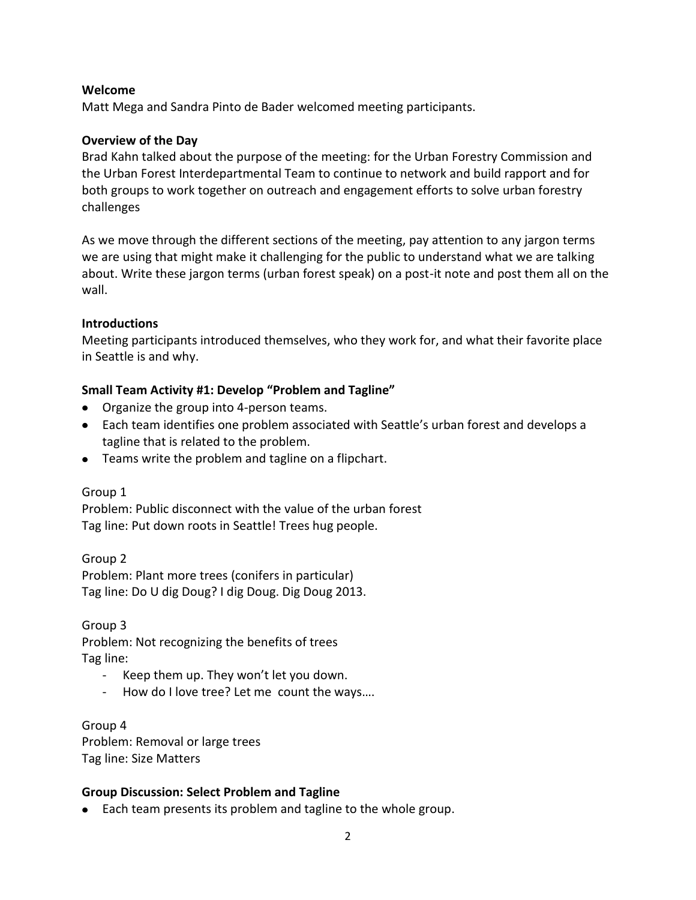**Welcome**

Matt Mega and Sandra Pinto de Bader welcomed meeting participants.

**Overview of the Day**

Brad Kahn talked about the purpose of the meeting: for the Urban Forestry Commission and the Urban Forest Interdepartmental Team to continue to network and build rapport and for both groups to work together on outreach and engagement efforts to solve urban forestry challenges

As we move through the different sections of the meeting, pay attention to any jargon terms we are using that might make it challenging for the public to understand what we are talking about. Write these jargon terms (urban forest speak) on a post-it note and post them all on the wall.

**Introductions**

Meeting participants introduced themselves, who they work for, and what their favorite place in Seattle is and why.

**Small Team Activity #1: Develop "Problem and Tagline"**

- Organize the group into 4-person teams.
- Each team identifies one problem associated with Seattle's urban forest and develops a tagline that is related to the problem.
- Teams write the problem and tagline on a flipchart.

Group 1
Problem: Public disconnect with the value of the urban forest
Tag line: Put down roots in Seattle! Trees hug people.

Group 2
Problem: Plant more trees (conifers in particular)
Tag line: Do U dig Doug? I dig Doug. Dig Doug 2013.

Group 3
Problem: Not recognizing the benefits of trees
Tag line:

- Keep them up. They won't let you down.
- How do I love tree? Let me count the ways….

Group 4
Problem: Removal or large trees
Tag line: Size Matters

**Group Discussion: Select Problem and Tagline**

- Each team presents its problem and tagline to the whole group.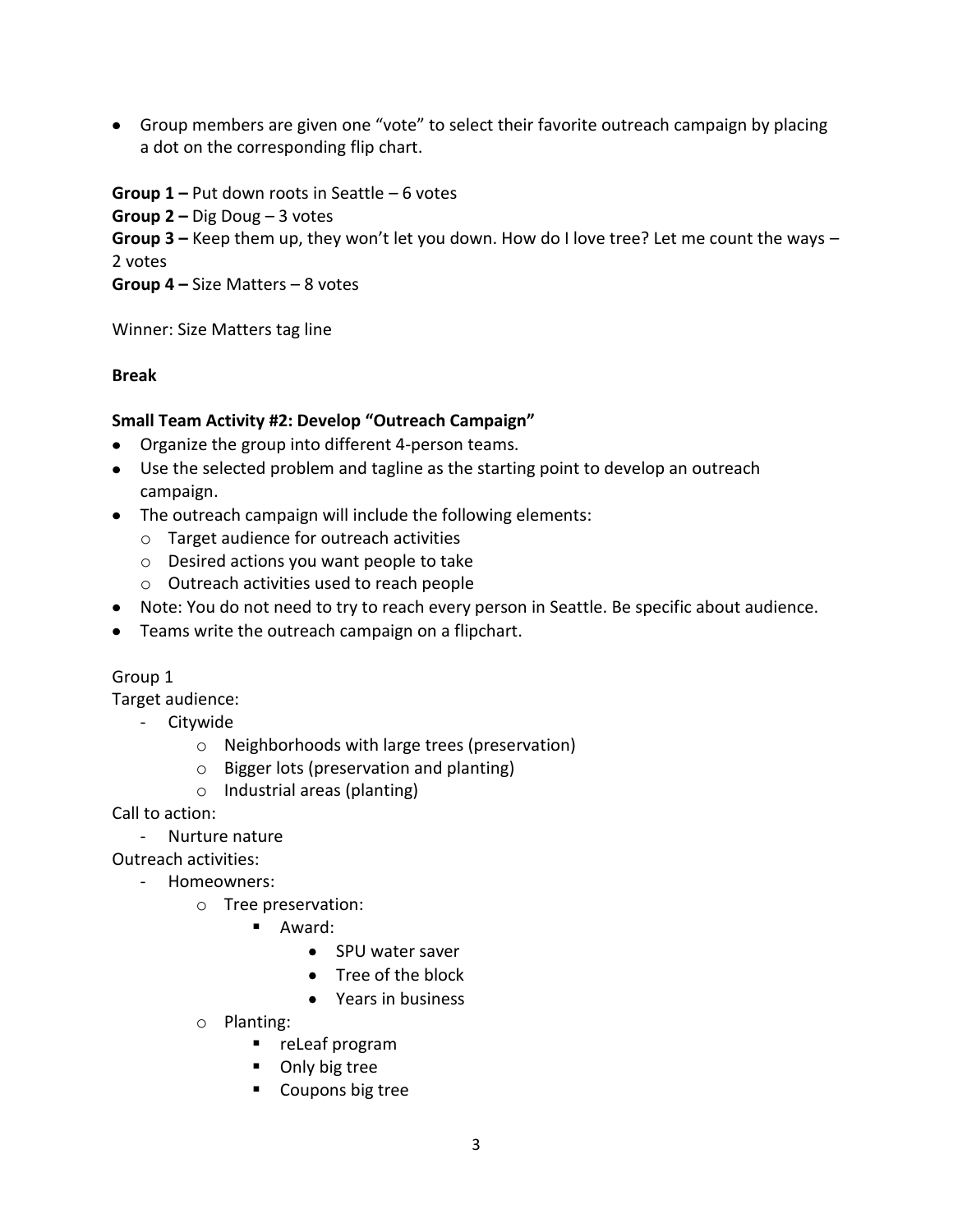- Group members are given one "vote" to select their favorite outreach campaign by placing a dot on the corresponding flip chart.

**Group 1 –** Put down roots in Seattle – 6 votes
**Group 2 –** Dig Doug – 3 votes
**Group 3 –** Keep them up, they won't let you down. How do I love tree? Let me count the ways – 2 votes
**Group 4 –** Size Matters – 8 votes

Winner: Size Matters tag line

**Break**

**Small Team Activity #2: Develop "Outreach Campaign"**

- Organize the group into different 4-person teams.
- Use the selected problem and tagline as the starting point to develop an outreach campaign.
- The outreach campaign will include the following elements:
  - Target audience for outreach activities
  - Desired actions you want people to take
  - Outreach activities used to reach people
- Note: You do not need to try to reach every person in Seattle. Be specific about audience.
- Teams write the outreach campaign on a flipchart.

Group 1
Target audience:
- Citywide
  - Neighborhoods with large trees (preservation)
  - Bigger lots (preservation and planting)
  - Industrial areas (planting)

Call to action:
- Nurture nature

Outreach activities:
- Homeowners:
  - Tree preservation:
    - Award:
      - SPU water saver
      - Tree of the block
      - Years in business
  - Planting:
    - reLeaf program
    - Only big tree
    - Coupons big tree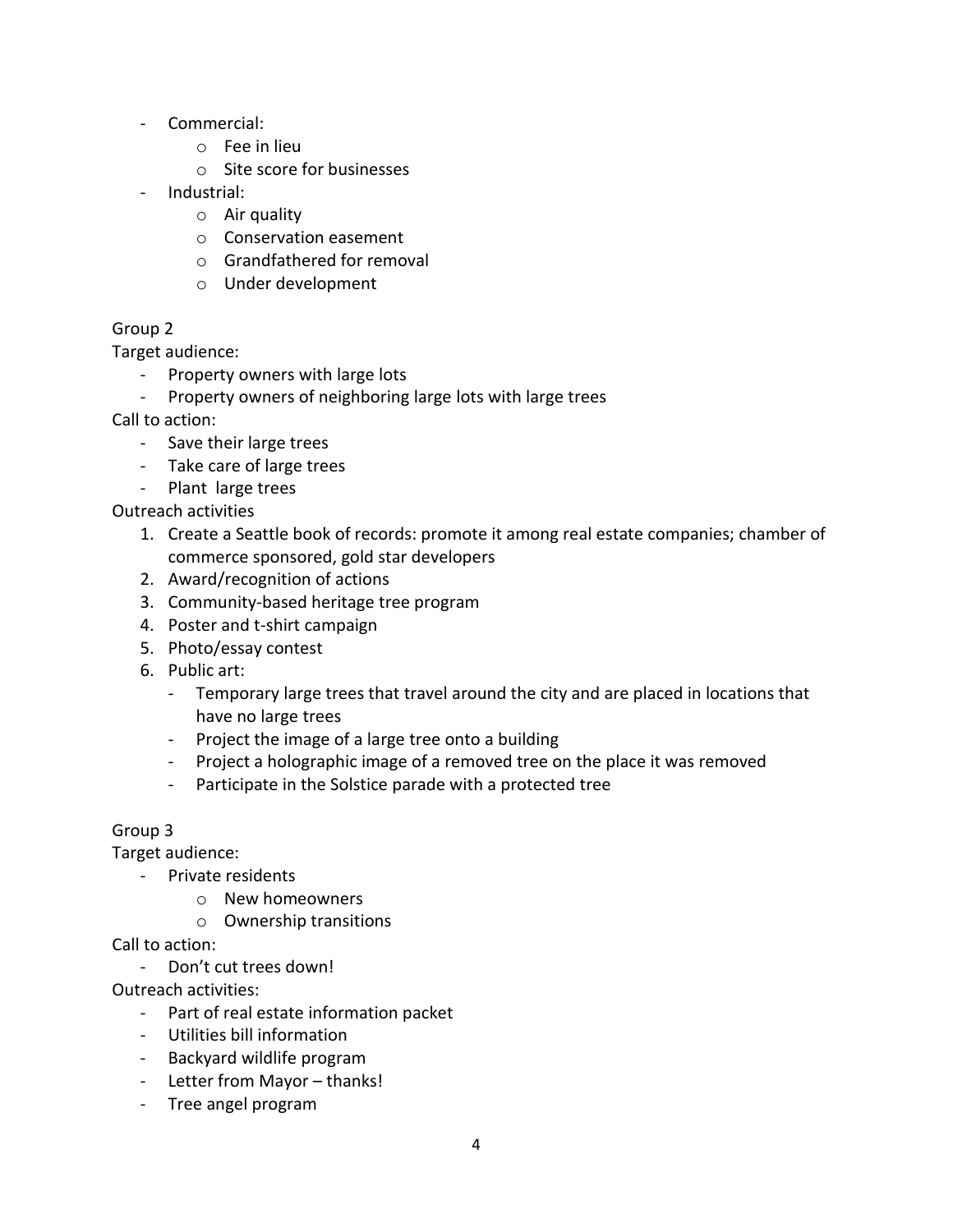- Commercial:
    - Fee in lieu
    - Site score for businesses
- Industrial:
    - Air quality
    - Conservation easement
    - Grandfathered for removal
    - Under development

Group 2

Target audience:

- Property owners with large lots
- Property owners of neighboring large lots with large trees

Call to action:

- Save their large trees
- Take care of large trees
- Plant large trees

Outreach activities

1. Create a Seattle book of records: promote it among real estate companies; chamber of commerce sponsored, gold star developers
2. Award/recognition of actions
3. Community-based heritage tree program
4. Poster and t-shirt campaign
5. Photo/essay contest
6. Public art:
    - Temporary large trees that travel around the city and are placed in locations that have no large trees
    - Project the image of a large tree onto a building
    - Project a holographic image of a removed tree on the place it was removed
    - Participate in the Solstice parade with a protected tree

Group 3

Target audience:

- Private residents
    - New homeowners
    - Ownership transitions

Call to action:

- Don't cut trees down!

Outreach activities:

- Part of real estate information packet
- Utilities bill information
- Backyard wildlife program
- Letter from Mayor – thanks!
- Tree angel program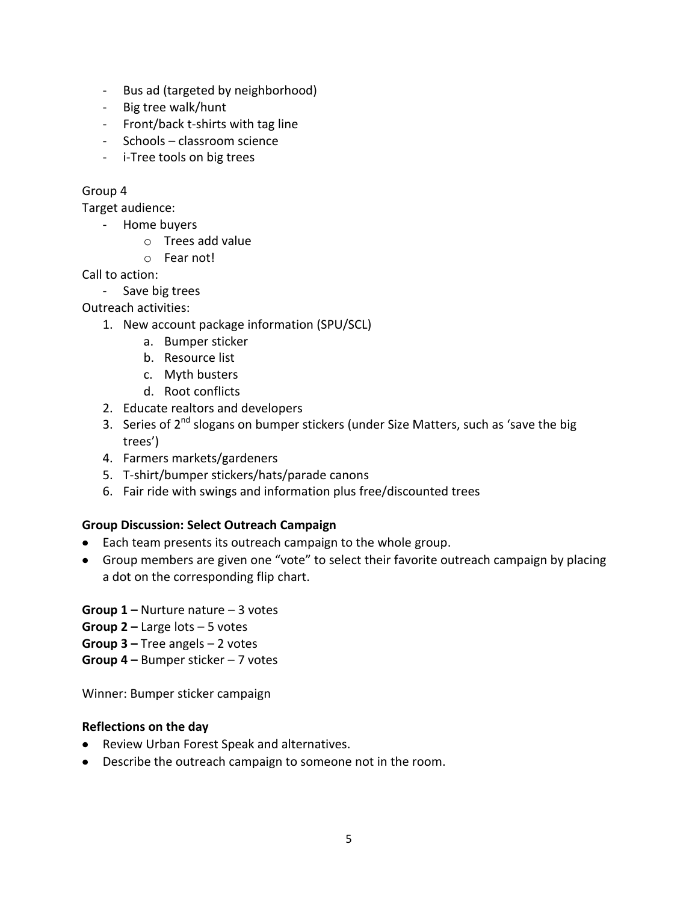- Bus ad (targeted by neighborhood)
- Big tree walk/hunt
- Front/back t-shirts with tag line
- Schools – classroom science
- i-Tree tools on big trees

Group 4

Target audience:

- Home buyers
    - Trees add value
    - Fear not!

Call to action:

- Save big trees

Outreach activities:

1. New account package information (SPU/SCL)
    a. Bumper sticker
    b. Resource list
    c. Myth busters
    d. Root conflicts
2. Educate realtors and developers
3. Series of 2nd slogans on bumper stickers (under Size Matters, such as 'save the big trees')
4. Farmers markets/gardeners
5. T-shirt/bumper stickers/hats/parade canons
6. Fair ride with swings and information plus free/discounted trees

**Group Discussion: Select Outreach Campaign**

- Each team presents its outreach campaign to the whole group.
- Group members are given one "vote" to select their favorite outreach campaign by placing a dot on the corresponding flip chart.

**Group 1 –** Nurture nature – 3 votes
**Group 2 –** Large lots – 5 votes
**Group 3 –** Tree angels – 2 votes
**Group 4 –** Bumper sticker – 7 votes

Winner: Bumper sticker campaign

**Reflections on the day**

- Review Urban Forest Speak and alternatives.
- Describe the outreach campaign to someone not in the room.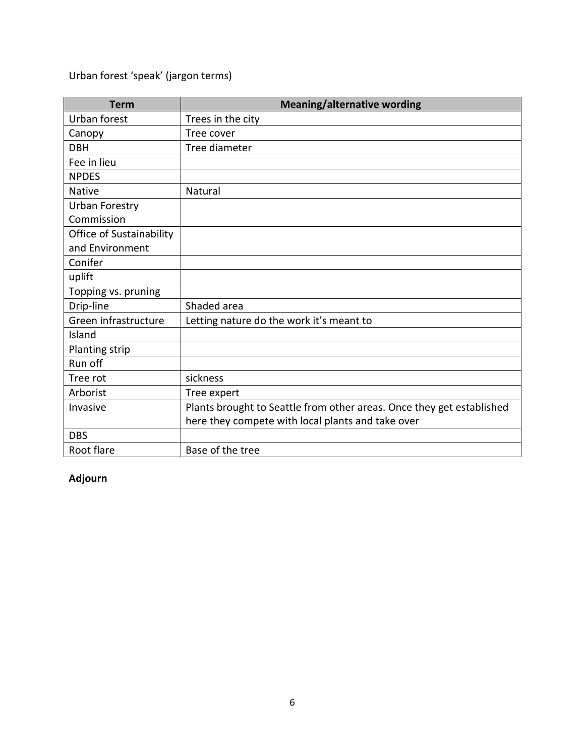Urban forest 'speak' (jargon terms)

| Term | Meaning/alternative wording |
|---|---|
| Urban forest | Trees in the city |
| Canopy | Tree cover |
| DBH | Tree diameter |
| Fee in lieu | |
| NPDES | |
| Native | Natural |
| Urban Forestry Commission | |
| Office of Sustainability and Environment | |
| Conifer | |
| uplift | |
| Topping vs. pruning | |
| Drip-line | Shaded area |
| Green infrastructure | Letting nature do the work it's meant to |
| Island | |
| Planting strip | |
| Run off | |
| Tree rot | sickness |
| Arborist | Tree expert |
| Invasive | Plants brought to Seattle from other areas. Once they get established here they compete with local plants and take over |
| DBS | |
| Root flare | Base of the tree |

**Adjourn**